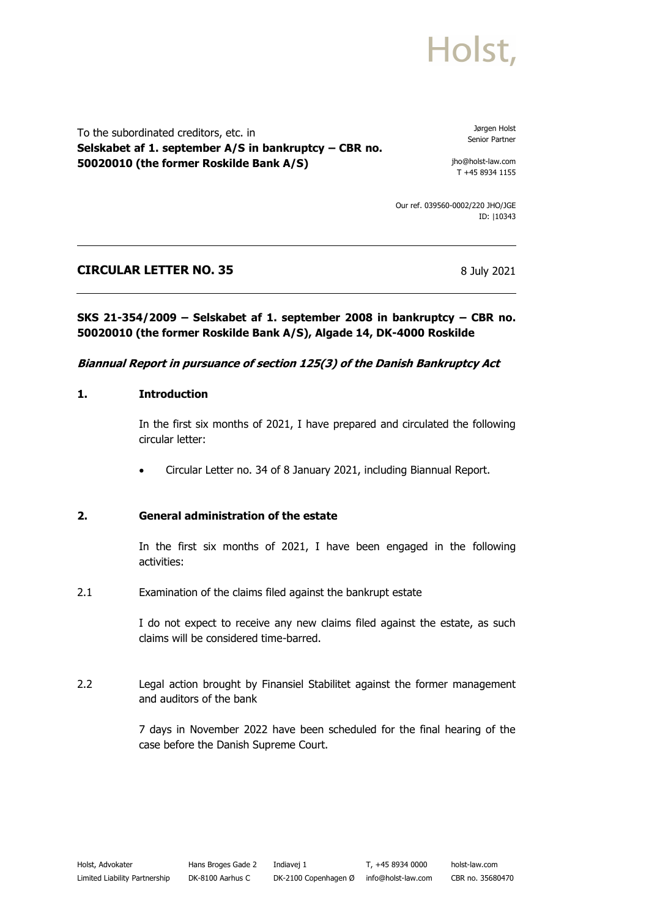Holst,

To the subordinated creditors, etc. in
**Selskabet af 1. september A/S in bankruptcy – CBR no. 50020010 (the former Roskilde Bank A/S)**

Jørgen Holst
Senior Partner

jho@holst-law.com
T +45 8934 1155

Our ref. 039560-0002/220 JHO/JGE
ID: |10343

## CIRCULAR LETTER NO. 35

8 July 2021

**SKS 21-354/2009 – Selskabet af 1. september 2008 in bankruptcy – CBR no. 50020010 (the former Roskilde Bank A/S), Algade 14, DK-4000 Roskilde**

***Biannual Report in pursuance of section 125(3) of the Danish Bankruptcy Act***

### 1. Introduction

In the first six months of 2021, I have prepared and circulated the following circular letter:

- Circular Letter no. 34 of 8 January 2021, including Biannual Report.

### 2. General administration of the estate

In the first six months of 2021, I have been engaged in the following activities:

2.1 Examination of the claims filed against the bankrupt estate

I do not expect to receive any new claims filed against the estate, as such claims will be considered time-barred.

2.2 Legal action brought by Finansiel Stabilitet against the former management and auditors of the bank

7 days in November 2022 have been scheduled for the final hearing of the case before the Danish Supreme Court.

Holst, Advokater
Limited Liability Partnership

Hans Broges Gade 2
DK-8100 Aarhus C

Indiavej 1
DK-2100 Copenhagen Ø

T, +45 8934 0000
info@holst-law.com

holst-law.com
CBR no. 35680470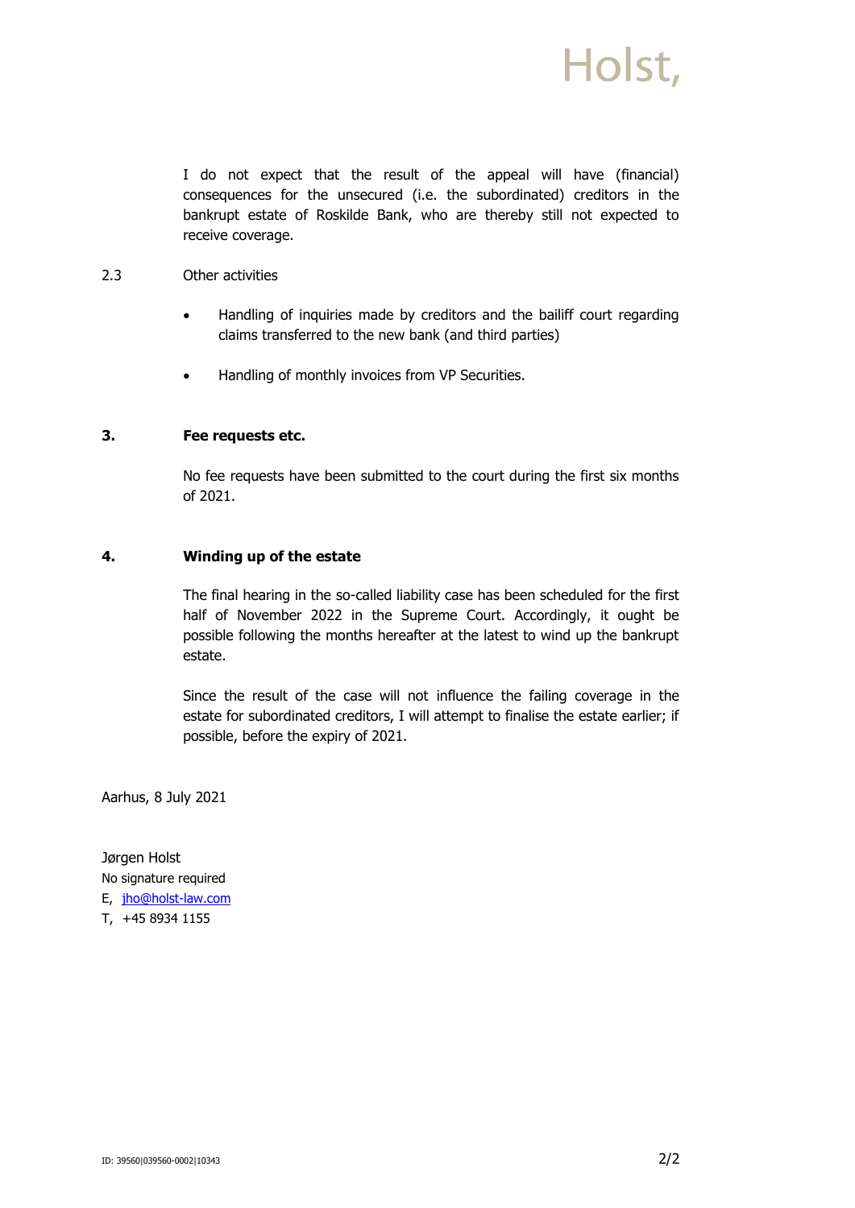I do not expect that the result of the appeal will have (financial) consequences for the unsecured (i.e. the subordinated) creditors in the bankrupt estate of Roskilde Bank, who are thereby still not expected to receive coverage.

2.3 Other activities

- Handling of inquiries made by creditors and the bailiff court regarding claims transferred to the new bank (and third parties)
- Handling of monthly invoices from VP Securities.

## 3. Fee requests etc.

No fee requests have been submitted to the court during the first six months of 2021.

## 4. Winding up of the estate

The final hearing in the so-called liability case has been scheduled for the first half of November 2022 in the Supreme Court. Accordingly, it ought be possible following the months hereafter at the latest to wind up the bankrupt estate.

Since the result of the case will not influence the failing coverage in the estate for subordinated creditors, I will attempt to finalise the estate earlier; if possible, before the expiry of 2021.

Aarhus, 8 July 2021

Jørgen Holst
No signature required
E, jho@holst-law.com
T, +45 8934 1155

ID: 39560|039560-0002|10343